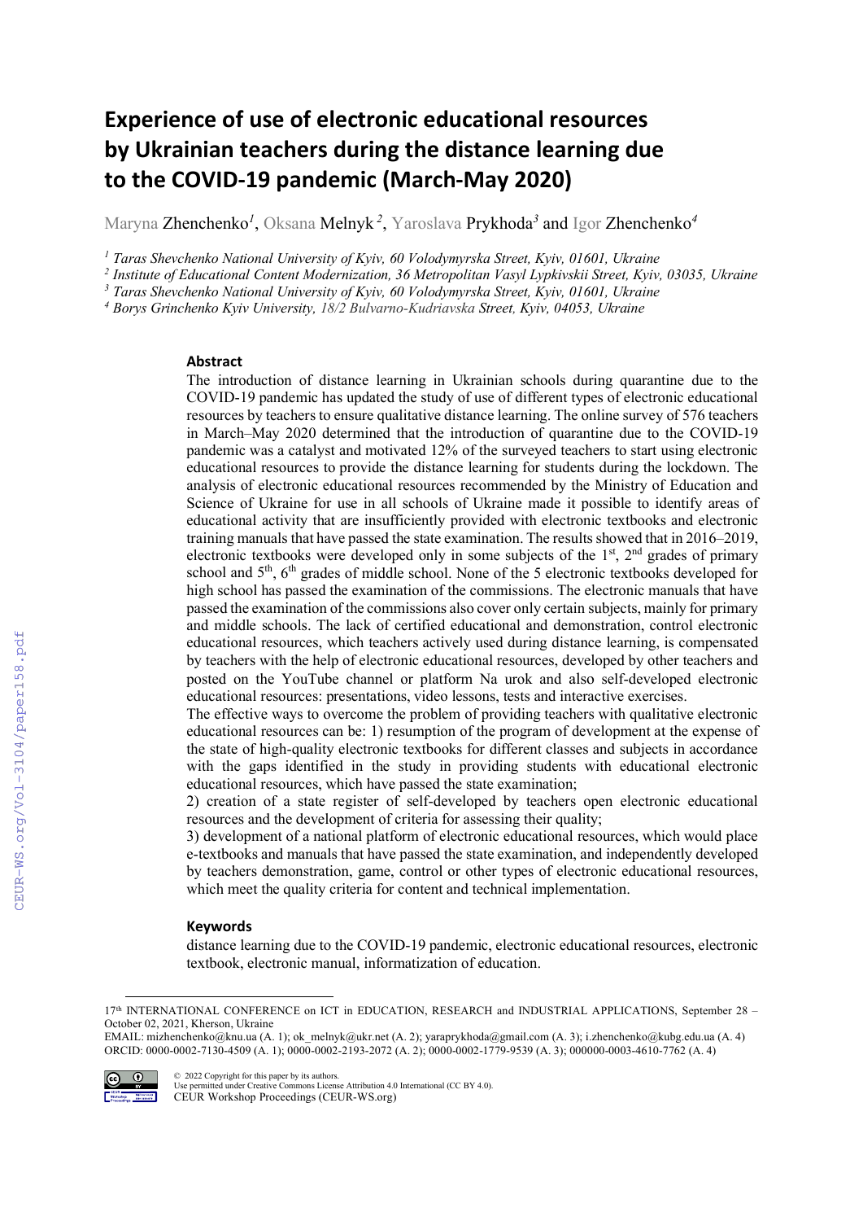# Experience of use of electronic educational resources by Ukrainian teachers during the distance learning due to the COVID-19 pandemic (March-May 2020)

Maryna Zhenchenko[1], Oksana Melnyk[2], Yaroslava Prykhoda[3] and Igor Zhenchenko[4]

[1] *Taras Shevchenko National University of Kyiv, 60 Volodymyrska Street, Kyiv, 01601, Ukraine*
[2] *Institute of Educational Content Modernization, 36 Metropolitan Vasyl Lypkivskii Street, Kyiv, 03035, Ukraine*
[3] *Taras Shevchenko National University of Kyiv, 60 Volodymyrska Street, Kyiv, 01601, Ukraine*
[4] *Borys Grinchenko Kyiv University, 18/2 Bulvarno-Kudriavska Street, Kyiv, 04053, Ukraine*

### Abstract

The introduction of distance learning in Ukrainian schools during quarantine due to the COVID-19 pandemic has updated the study of use of different types of electronic educational resources by teachers to ensure qualitative distance learning. The online survey of 576 teachers in March–May 2020 determined that the introduction of quarantine due to the COVID-19 pandemic was a catalyst and motivated 12% of the surveyed teachers to start using electronic educational resources to provide the distance learning for students during the lockdown. The analysis of electronic educational resources recommended by the Ministry of Education and Science of Ukraine for use in all schools of Ukraine made it possible to identify areas of educational activity that are insufficiently provided with electronic textbooks and electronic training manuals that have passed the state examination. The results showed that in 2016–2019, electronic textbooks were developed only in some subjects of the 1st, 2nd grades of primary school and 5th, 6th grades of middle school. None of the 5 electronic textbooks developed for high school has passed the examination of the commissions. The electronic manuals that have passed the examination of the commissions also cover only certain subjects, mainly for primary and middle schools. The lack of certified educational and demonstration, control electronic educational resources, which teachers actively used during distance learning, is compensated by teachers with the help of electronic educational resources, developed by other teachers and posted on the YouTube channel or platform Na urok and also self-developed electronic educational resources: presentations, video lessons, tests and interactive exercises.

The effective ways to overcome the problem of providing teachers with qualitative electronic educational resources can be: 1) resumption of the program of development at the expense of the state of high-quality electronic textbooks for different classes and subjects in accordance with the gaps identified in the study in providing students with educational electronic educational resources, which have passed the state examination;

2) creation of a state register of self-developed by teachers open electronic educational resources and the development of criteria for assessing their quality;

3) development of a national platform of electronic educational resources, which would place e-textbooks and manuals that have passed the state examination, and independently developed by teachers demonstration, game, control or other types of electronic educational resources, which meet the quality criteria for content and technical implementation.

### Keywords

distance learning due to the COVID-19 pandemic, electronic educational resources, electronic textbook, electronic manual, informatization of education.

---

17th INTERNATIONAL CONFERENCE on ICT in EDUCATION, RESEARCH and INDUSTRIAL APPLICATIONS, September 28 – October 02, 2021, Kherson, Ukraine
EMAIL: mizhenchenko@knu.ua (A. 1); ok_melnyk@ukr.net (A. 2); yaraprykhoda@gmail.com (A. 3); i.zhenchenko@kubg.edu.ua (A. 4)
ORCID: 0000-0002-7130-4509 (A. 1); 0000-0002-2193-2072 (A. 2); 0000-0002-1779-9539 (A. 3); 000000-0003-4610-7762 (A. 4)

© 2022 Copyright for this paper by its authors.
Use permitted under Creative Commons License Attribution 4.0 International (CC BY 4.0).
CEUR Workshop Proceedings (CEUR-WS.org)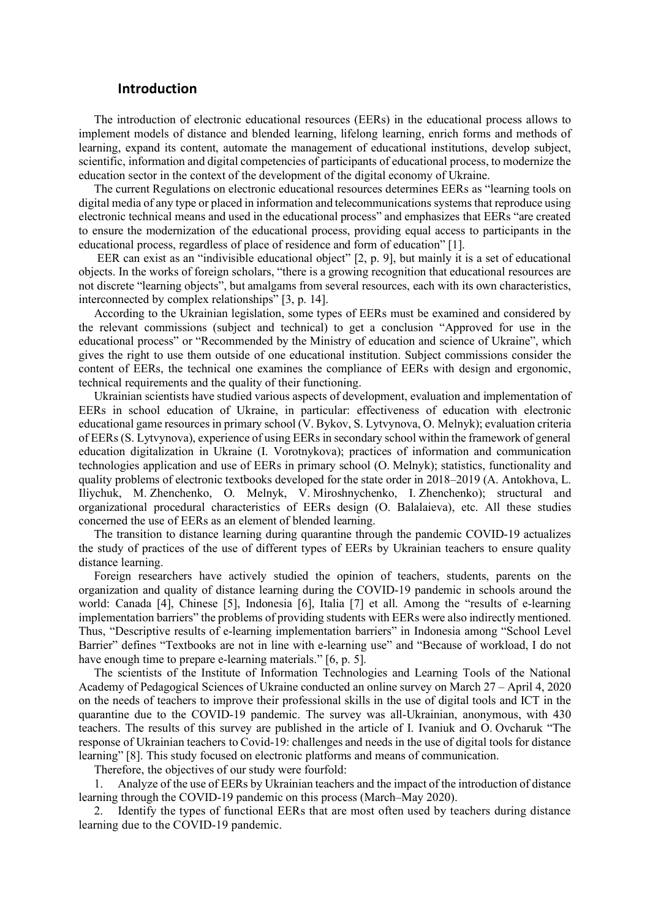## Introduction

The introduction of electronic educational resources (EERs) in the educational process allows to implement models of distance and blended learning, lifelong learning, enrich forms and methods of learning, expand its content, automate the management of educational institutions, develop subject, scientific, information and digital competencies of participants of educational process, to modernize the education sector in the context of the development of the digital economy of Ukraine.

The current Regulations on electronic educational resources determines EERs as "learning tools on digital media of any type or placed in information and telecommunications systems that reproduce using electronic technical means and used in the educational process" and emphasizes that EERs "are created to ensure the modernization of the educational process, providing equal access to participants in the educational process, regardless of place of residence and form of education" [1].

EER can exist as an "indivisible educational object" [2, p. 9], but mainly it is a set of educational objects. In the works of foreign scholars, "there is a growing recognition that educational resources are not discrete "learning objects", but amalgams from several resources, each with its own characteristics, interconnected by complex relationships" [3, p. 14].

According to the Ukrainian legislation, some types of EERs must be examined and considered by the relevant commissions (subject and technical) to get a conclusion "Approved for use in the educational process" or "Recommended by the Ministry of education and science of Ukraine", which gives the right to use them outside of one educational institution. Subject commissions consider the content of EERs, the technical one examines the compliance of EERs with design and ergonomic, technical requirements and the quality of their functioning.

Ukrainian scientists have studied various aspects of development, evaluation and implementation of EERs in school education of Ukraine, in particular: effectiveness of education with electronic educational game resources in primary school (V. Bykov, S. Lytvynova, O. Melnyk); evaluation criteria of EERs (S. Lytvynova), experience of using EERs in secondary school within the framework of general education digitalization in Ukraine (I. Vorotnykova); practices of information and communication technologies application and use of EERs in primary school (O. Melnyk); statistics, functionality and quality problems of electronic textbooks developed for the state order in 2018–2019 (A. Antokhova, L. Iliychuk, M. Zhenchenko, O. Melnyk, V. Miroshnychenko, I. Zhenchenko); structural and organizational procedural characteristics of EERs design (O. Balalaieva), etc. All these studies concerned the use of EERs as an element of blended learning.

The transition to distance learning during quarantine through the pandemic COVID-19 actualizes the study of practices of the use of different types of EERs by Ukrainian teachers to ensure quality distance learning.

Foreign researchers have actively studied the opinion of teachers, students, parents on the organization and quality of distance learning during the COVID-19 pandemic in schools around the world: Canada [4], Chinese [5], Indonesia [6], Italia [7] et all. Among the "results of e-learning implementation barriers" the problems of providing students with EERs were also indirectly mentioned. Thus, "Descriptive results of e-learning implementation barriers" in Indonesia among "School Level Barrier" defines "Textbooks are not in line with e-learning use" and "Because of workload, I do not have enough time to prepare e-learning materials." [6, p. 5].

The scientists of the Institute of Information Technologies and Learning Tools of the National Academy of Pedagogical Sciences of Ukraine conducted an online survey on March 27 – April 4, 2020 on the needs of teachers to improve their professional skills in the use of digital tools and ICT in the quarantine due to the COVID-19 pandemic. The survey was all-Ukrainian, anonymous, with 430 teachers. The results of this survey are published in the article of I. Ivaniuk and O. Ovcharuk "The response of Ukrainian teachers to Covid-19: challenges and needs in the use of digital tools for distance learning" [8]. This study focused on electronic platforms and means of communication.

Therefore, the objectives of our study were fourfold:

1. Analyze of the use of EERs by Ukrainian teachers and the impact of the introduction of distance learning through the COVID-19 pandemic on this process (March–May 2020).
2. Identify the types of functional EERs that are most often used by teachers during distance learning due to the COVID-19 pandemic.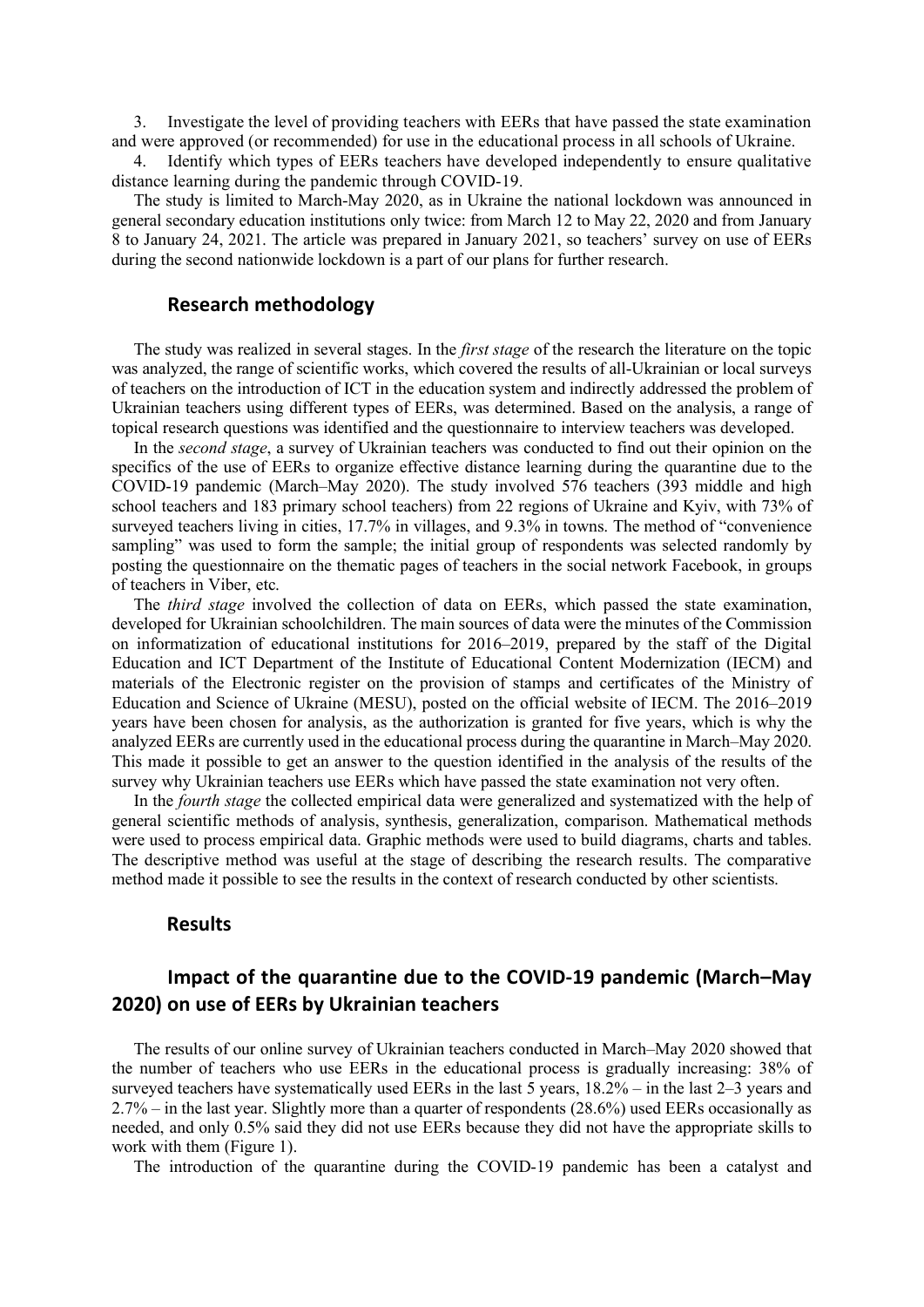3. Investigate the level of providing teachers with EERs that have passed the state examination and were approved (or recommended) for use in the educational process in all schools of Ukraine.
4. Identify which types of EERs teachers have developed independently to ensure qualitative distance learning during the pandemic through COVID-19.

The study is limited to March-May 2020, as in Ukraine the national lockdown was announced in general secondary education institutions only twice: from March 12 to May 22, 2020 and from January 8 to January 24, 2021. The article was prepared in January 2021, so teachers' survey on use of EERs during the second nationwide lockdown is a part of our plans for further research.

## Research methodology

The study was realized in several stages. In the *first stage* of the research the literature on the topic was analyzed, the range of scientific works, which covered the results of all-Ukrainian or local surveys of teachers on the introduction of ICT in the education system and indirectly addressed the problem of Ukrainian teachers using different types of EERs, was determined. Based on the analysis, a range of topical research questions was identified and the questionnaire to interview teachers was developed.

In the *second stage*, a survey of Ukrainian teachers was conducted to find out their opinion on the specifics of the use of EERs to organize effective distance learning during the quarantine due to the COVID-19 pandemic (March–May 2020). The study involved 576 teachers (393 middle and high school teachers and 183 primary school teachers) from 22 regions of Ukraine and Kyiv, with 73% of surveyed teachers living in cities, 17.7% in villages, and 9.3% in towns. The method of "convenience sampling" was used to form the sample; the initial group of respondents was selected randomly by posting the questionnaire on the thematic pages of teachers in the social network Facebook, in groups of teachers in Viber, etc.

The *third stage* involved the collection of data on EERs, which passed the state examination, developed for Ukrainian schoolchildren. The main sources of data were the minutes of the Commission on informatization of educational institutions for 2016–2019, prepared by the staff of the Digital Education and ICT Department of the Institute of Educational Content Modernization (IECM) and materials of the Electronic register on the provision of stamps and certificates of the Ministry of Education and Science of Ukraine (MESU), posted on the official website of IECM. The 2016–2019 years have been chosen for analysis, as the authorization is granted for five years, which is why the analyzed EERs are currently used in the educational process during the quarantine in March–May 2020. This made it possible to get an answer to the question identified in the analysis of the results of the survey why Ukrainian teachers use EERs which have passed the state examination not very often.

In the *fourth stage* the collected empirical data were generalized and systematized with the help of general scientific methods of analysis, synthesis, generalization, comparison. Mathematical methods were used to process empirical data. Graphic methods were used to build diagrams, charts and tables. The descriptive method was useful at the stage of describing the research results. The comparative method made it possible to see the results in the context of research conducted by other scientists.

## Results

### Impact of the quarantine due to the COVID-19 pandemic (March–May 2020) on use of EERs by Ukrainian teachers

The results of our online survey of Ukrainian teachers conducted in March–May 2020 showed that the number of teachers who use EERs in the educational process is gradually increasing: 38% of surveyed teachers have systematically used EERs in the last 5 years, 18.2% – in the last 2–3 years and 2.7% – in the last year. Slightly more than a quarter of respondents (28.6%) used EERs occasionally as needed, and only 0.5% said they did not use EERs because they did not have the appropriate skills to work with them (Figure 1).

The introduction of the quarantine during the COVID-19 pandemic has been a catalyst and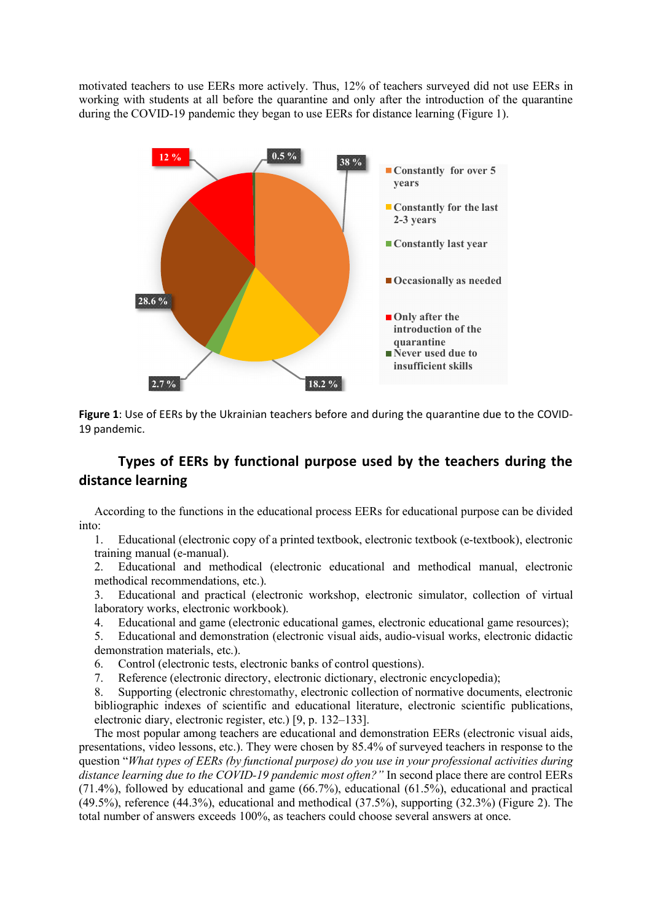motivated teachers to use EERs more actively. Thus, 12% of teachers surveyed did not use EERs in working with students at all before the quarantine and only after the introduction of the quarantine during the COVID-19 pandemic they began to use EERs for distance learning (Figure 1).

**Figure 1**: Use of EERs by the Ukrainian teachers before and during the quarantine due to the COVID-19 pandemic.

## Types of EERs by functional purpose used by the teachers during the distance learning

According to the functions in the educational process EERs for educational purpose can be divided into:

1. Educational (electronic copy of a printed textbook, electronic textbook (e-textbook), electronic training manual (e-manual).
2. Educational and methodical (electronic educational and methodical manual, electronic methodical recommendations, etc.).
3. Educational and practical (electronic workshop, electronic simulator, collection of virtual laboratory works, electronic workbook).
4. Educational and game (electronic educational games, electronic educational game resources);
5. Educational and demonstration (electronic visual aids, audio-visual works, electronic didactic demonstration materials, etc.).
6. Control (electronic tests, electronic banks of control questions).
7. Reference (electronic directory, electronic dictionary, electronic encyclopedia);
8. Supporting (electronic chrestomathy, electronic collection of normative documents, electronic bibliographic indexes of scientific and educational literature, electronic scientific publications, electronic diary, electronic register, etc.) [9, p. 132–133].

The most popular among teachers are educational and demonstration EERs (electronic visual aids, presentations, video lessons, etc.). They were chosen by 85.4% of surveyed teachers in response to the question "*What types of EERs (by functional purpose) do you use in your professional activities during distance learning due to the COVID-19 pandemic most often?"* In second place there are control EERs (71.4%), followed by educational and game (66.7%), educational (61.5%), educational and practical (49.5%), reference (44.3%), educational and methodical (37.5%), supporting (32.3%) (Figure 2). The total number of answers exceeds 100%, as teachers could choose several answers at once.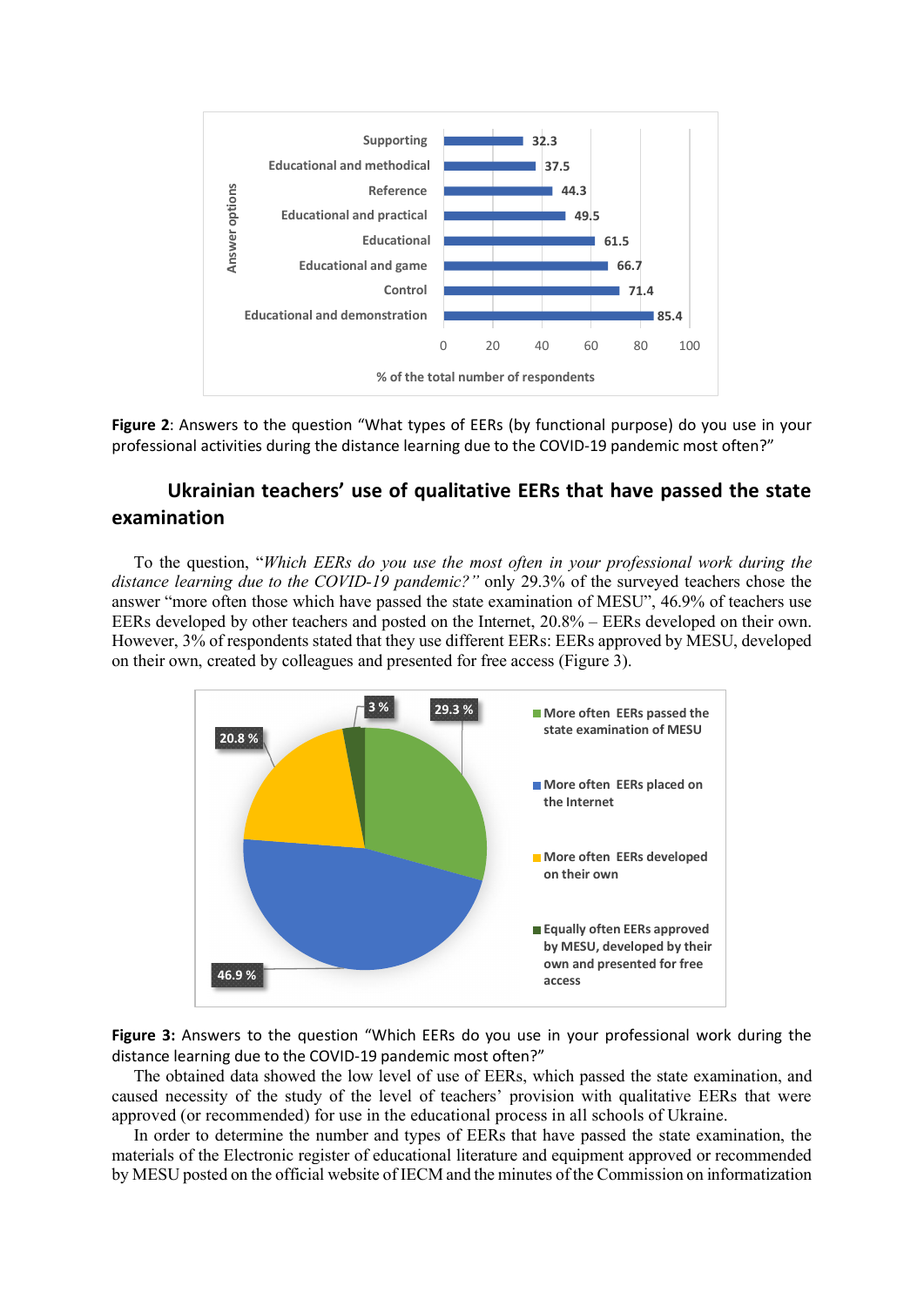**Figure 2**: Answers to the question "What types of EERs (by functional purpose) do you use in your professional activities during the distance learning due to the COVID-19 pandemic most often?"

## Ukrainian teachers' use of qualitative EERs that have passed the state examination

To the question, "*Which EERs do you use the most often in your professional work during the distance learning due to the COVID-19 pandemic?"* only 29.3% of the surveyed teachers chose the answer "more often those which have passed the state examination of MESU", 46.9% of teachers use EERs developed by other teachers and posted on the Internet, 20.8% – EERs developed on their own. However, 3% of respondents stated that they use different EERs: EERs approved by MESU, developed on their own, created by colleagues and presented for free access (Figure 3).

**Figure 3:** Answers to the question "Which EERs do you use in your professional work during the distance learning due to the COVID-19 pandemic most often?"

The obtained data showed the low level of use of EERs, which passed the state examination, and caused necessity of the study of the level of teachers' provision with qualitative EERs that were approved (or recommended) for use in the educational process in all schools of Ukraine.

In order to determine the number and types of EERs that have passed the state examination, the materials of the Electronic register of educational literature and equipment approved or recommended by MESU posted on the official website of IECM and the minutes of the Commission on informatization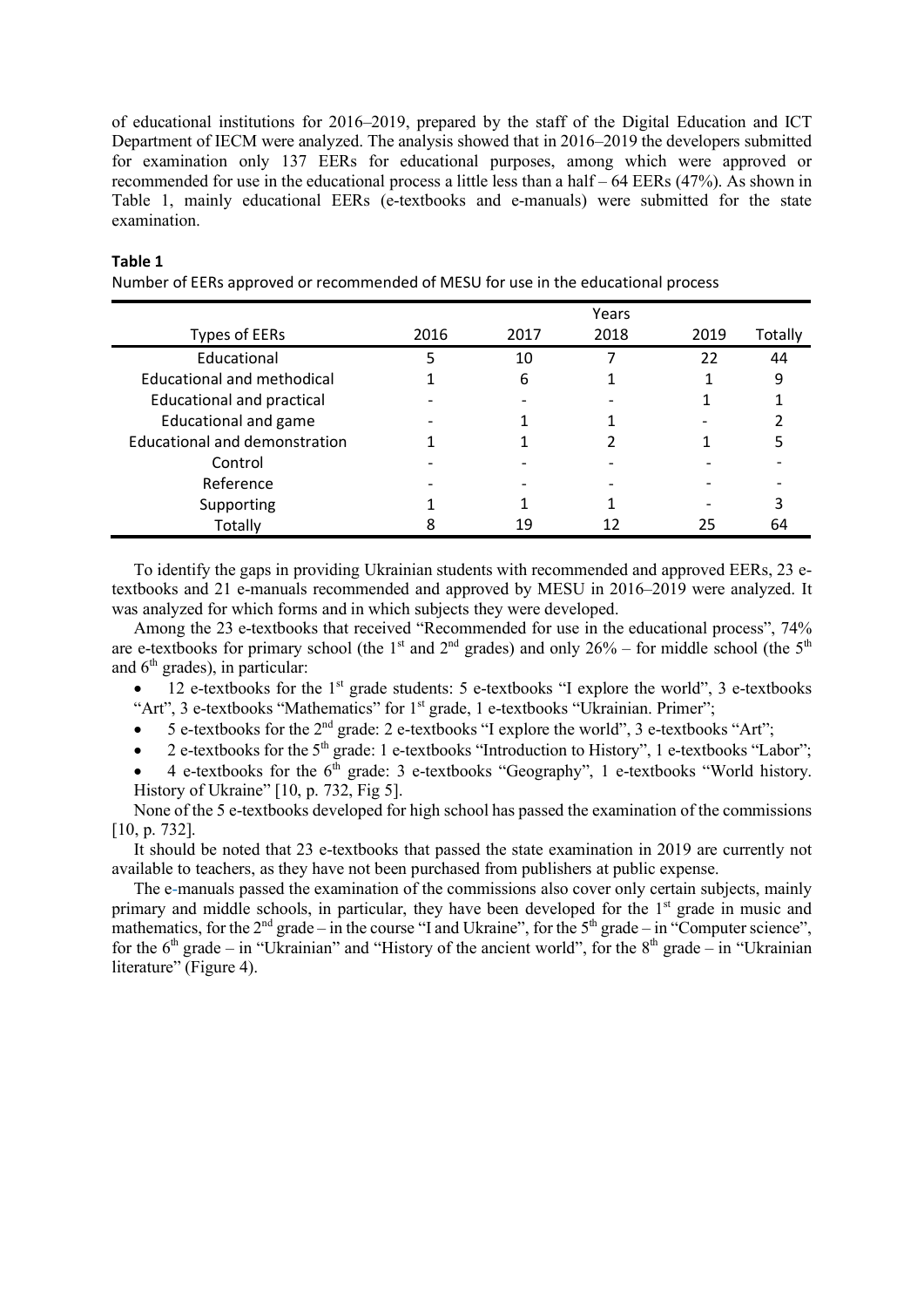of educational institutions for 2016–2019, prepared by the staff of the Digital Education and ICT Department of IECM were analyzed. The analysis showed that in 2016–2019 the developers submitted for examination only 137 EERs for educational purposes, among which were approved or recommended for use in the educational process a little less than a half – 64 EERs (47%). As shown in Table 1, mainly educational EERs (e-textbooks and e-manuals) were submitted for the state examination.

**Table 1**

Number of EERs approved or recommended of MESU for use in the educational process

| Types of EERs | Years | | | | |
|---|---|---|---|---|---|
| | 2016 | 2017 | 2018 | 2019 | Totally |
| Educational | 5 | 10 | 7 | 22 | 44 |
| Educational and methodical | 1 | 6 | 1 | 1 | 9 |
| Educational and practical | - | - | - | 1 | 1 |
| Educational and game | - | 1 | 1 | - | 2 |
| Educational and demonstration | 1 | 1 | 2 | 1 | 5 |
| Control | - | - | - | - | - |
| Reference | - | - | - | - | - |
| Supporting | 1 | 1 | 1 | - | 3 |
| Totally | 8 | 19 | 12 | 25 | 64 |

To identify the gaps in providing Ukrainian students with recommended and approved EERs, 23 e-textbooks and 21 e-manuals recommended and approved by MESU in 2016–2019 were analyzed. It was analyzed for which forms and in which subjects they were developed.

Among the 23 e-textbooks that received "Recommended for use in the educational process", 74% are e-textbooks for primary school (the 1st and 2nd grades) and only 26% – for middle school (the 5th and 6th grades), in particular:

- 12 e-textbooks for the 1st grade students: 5 e-textbooks "I explore the world", 3 e-textbooks "Art", 3 e-textbooks "Mathematics" for 1st grade, 1 e-textbooks "Ukrainian. Primer";
- 5 e-textbooks for the 2nd grade: 2 e-textbooks "I explore the world", 3 e-textbooks "Art";
- 2 e-textbooks for the 5th grade: 1 e-textbooks "Introduction to History", 1 e-textbooks "Labor";
- 4 e-textbooks for the 6th grade: 3 e-textbooks "Geography", 1 e-textbooks "World history. History of Ukraine" [10, p. 732, Fig 5].

None of the 5 e-textbooks developed for high school has passed the examination of the commissions [10, p. 732].

It should be noted that 23 e-textbooks that passed the state examination in 2019 are currently not available to teachers, as they have not been purchased from publishers at public expense.

The e-manuals passed the examination of the commissions also cover only certain subjects, mainly primary and middle schools, in particular, they have been developed for the 1st grade in music and mathematics, for the 2nd grade – in the course "I and Ukraine", for the 5th grade – in "Computer science", for the 6th grade – in "Ukrainian" and "History of the ancient world", for the 8th grade – in "Ukrainian literature" (Figure 4).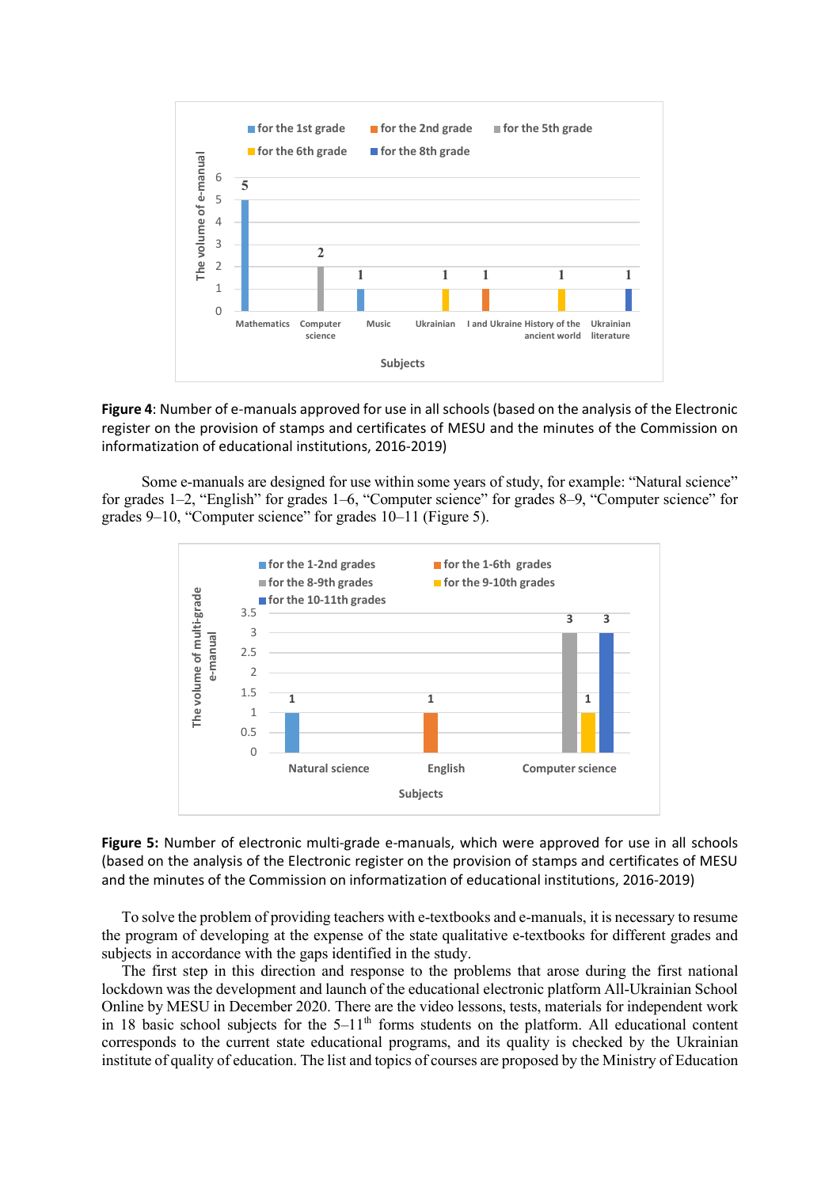**Figure 4**: Number of e-manuals approved for use in all schools (based on the analysis of the Electronic register on the provision of stamps and certificates of MESU and the minutes of the Commission on informatization of educational institutions, 2016-2019)

Some e-manuals are designed for use within some years of study, for example: “Natural science” for grades 1–2, “English” for grades 1–6, “Computer science” for grades 8–9, “Computer science” for grades 9–10, “Computer science” for grades 10–11 (Figure 5).

**Figure 5:** Number of electronic multi-grade e-manuals, which were approved for use in all schools (based on the analysis of the Electronic register on the provision of stamps and certificates of MESU and the minutes of the Commission on informatization of educational institutions, 2016-2019)

To solve the problem of providing teachers with e-textbooks and e-manuals, it is necessary to resume the program of developing at the expense of the state qualitative e-textbooks for different grades and subjects in accordance with the gaps identified in the study.

The first step in this direction and response to the problems that arose during the first national lockdown was the development and launch of the educational electronic platform All-Ukrainian School Online by MESU in December 2020. There are the video lessons, tests, materials for independent work in 18 basic school subjects for the 5–11$^{th}$ forms students on the platform. All educational content corresponds to the current state educational programs, and its quality is checked by the Ukrainian institute of quality of education. The list and topics of courses are proposed by the Ministry of Education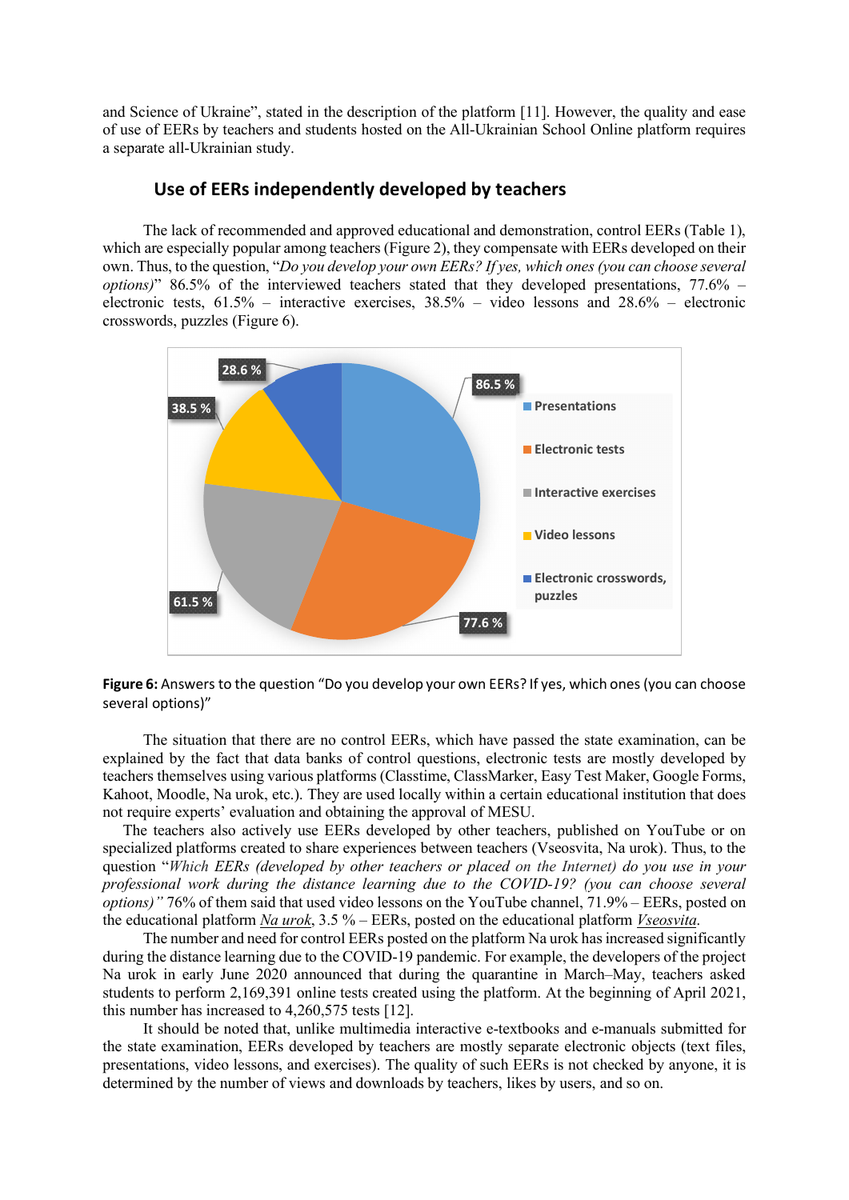and Science of Ukraine", stated in the description of the platform [11]. However, the quality and ease of use of EERs by teachers and students hosted on the All-Ukrainian School Online platform requires a separate all-Ukrainian study.

## Use of EERs independently developed by teachers

The lack of recommended and approved educational and demonstration, control EERs (Table 1), which are especially popular among teachers (Figure 2), they compensate with EERs developed on their own. Thus, to the question, "*Do you develop your own EERs? If yes, which ones (you can choose several options)*" 86.5% of the interviewed teachers stated that they developed presentations, 77.6% – electronic tests, 61.5% – interactive exercises, 38.5% – video lessons and 28.6% – electronic crosswords, puzzles (Figure 6).

**Figure 6:** Answers to the question "Do you develop your own EERs? If yes, which ones (you can choose several options)"

The situation that there are no control EERs, which have passed the state examination, can be explained by the fact that data banks of control questions, electronic tests are mostly developed by teachers themselves using various platforms (Classtime, ClassMarker, Easy Test Maker, Google Forms, Kahoot, Moodle, Na urok, etc.). They are used locally within a certain educational institution that does not require experts' evaluation and obtaining the approval of MESU.

The teachers also actively use EERs developed by other teachers, published on YouTube or on specialized platforms created to share experiences between teachers (Vseosvita, Na urok). Thus, to the question "*Which EERs (developed by other teachers or placed on the Internet) do you use in your professional work during the distance learning due to the COVID-19? (you can choose several options)"* 76% of them said that used video lessons on the YouTube channel, 71.9% – EERs, posted on the educational platform Na urok, 3.5 % – EERs, posted on the educational platform Vseosvita.

The number and need for control EERs posted on the platform Na urok has increased significantly during the distance learning due to the COVID-19 pandemic. For example, the developers of the project Na urok in early June 2020 announced that during the quarantine in March–May, teachers asked students to perform 2,169,391 online tests created using the platform. At the beginning of April 2021, this number has increased to 4,260,575 tests [12].

It should be noted that, unlike multimedia interactive e-textbooks and e-manuals submitted for the state examination, EERs developed by teachers are mostly separate electronic objects (text files, presentations, video lessons, and exercises). The quality of such EERs is not checked by anyone, it is determined by the number of views and downloads by teachers, likes by users, and so on.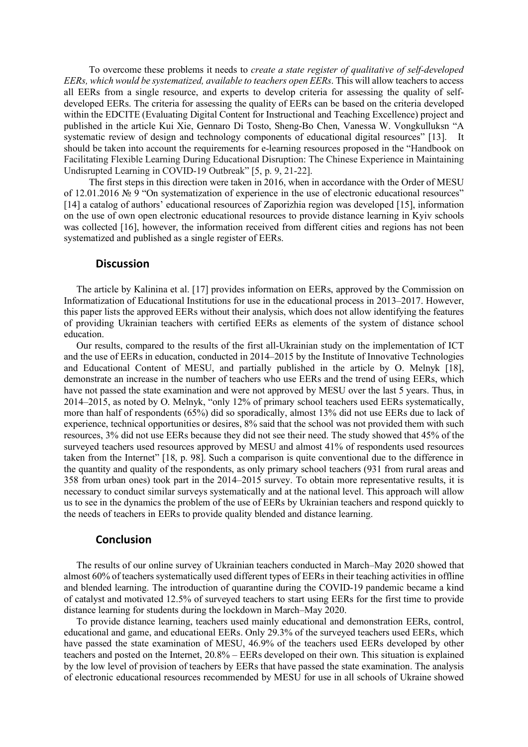To overcome these problems it needs to *create a state register of qualitative of self-developed EERs, which would be systematized, available to teachers open EERs*. This will allow teachers to access all EERs from a single resource, and experts to develop criteria for assessing the quality of self-developed EERs. The criteria for assessing the quality of EERs can be based on the criteria developed within the EDCITE (Evaluating Digital Content for Instructional and Teaching Excellence) project and published in the article Kui Xie, Gennaro Di Tosto, Sheng-Bo Chen, Vanessa W. Vongkulluksn "A systematic review of design and technology components of educational digital resources" [13]. It should be taken into account the requirements for e-learning resources proposed in the "Handbook on Facilitating Flexible Learning During Educational Disruption: The Chinese Experience in Maintaining Undisrupted Learning in COVID-19 Outbreak" [5, p. 9, 21-22].

The first steps in this direction were taken in 2016, when in accordance with the Order of MESU of 12.01.2016 № 9 "On systematization of experience in the use of electronic educational resources" [14] a catalog of authors' educational resources of Zaporizhia region was developed [15], information on the use of own open electronic educational resources to provide distance learning in Kyiv schools was collected [16], however, the information received from different cities and regions has not been systematized and published as a single register of EERs.

## Discussion

The article by Kalinina et al. [17] provides information on EERs, approved by the Commission on Informatization of Educational Institutions for use in the educational process in 2013–2017. However, this paper lists the approved EERs without their analysis, which does not allow identifying the features of providing Ukrainian teachers with certified EERs as elements of the system of distance school education.

Our results, compared to the results of the first all-Ukrainian study on the implementation of ICT and the use of EERs in education, conducted in 2014–2015 by the Institute of Innovative Technologies and Educational Content of MESU, and partially published in the article by O. Melnyk [18], demonstrate an increase in the number of teachers who use EERs and the trend of using EERs, which have not passed the state examination and were not approved by MESU over the last 5 years. Thus, in 2014–2015, as noted by O. Melnyk, "only 12% of primary school teachers used EERs systematically, more than half of respondents (65%) did so sporadically, almost 13% did not use EERs due to lack of experience, technical opportunities or desires, 8% said that the school was not provided them with such resources, 3% did not use EERs because they did not see their need. The study showed that 45% of the surveyed teachers used resources approved by MESU and almost 41% of respondents used resources taken from the Internet" [18, p. 98]. Such a comparison is quite conventional due to the difference in the quantity and quality of the respondents, as only primary school teachers (931 from rural areas and 358 from urban ones) took part in the 2014–2015 survey. To obtain more representative results, it is necessary to conduct similar surveys systematically and at the national level. This approach will allow us to see in the dynamics the problem of the use of EERs by Ukrainian teachers and respond quickly to the needs of teachers in EERs to provide quality blended and distance learning.

## Conclusion

The results of our online survey of Ukrainian teachers conducted in March–May 2020 showed that almost 60% of teachers systematically used different types of EERs in their teaching activities in offline and blended learning. The introduction of quarantine during the COVID-19 pandemic became a kind of catalyst and motivated 12.5% of surveyed teachers to start using EERs for the first time to provide distance learning for students during the lockdown in March–May 2020.

To provide distance learning, teachers used mainly educational and demonstration EERs, control, educational and game, and educational EERs. Only 29.3% of the surveyed teachers used EERs, which have passed the state examination of MESU, 46.9% of the teachers used EERs developed by other teachers and posted on the Internet, 20.8% – EERs developed on their own. This situation is explained by the low level of provision of teachers by EERs that have passed the state examination. The analysis of electronic educational resources recommended by MESU for use in all schools of Ukraine showed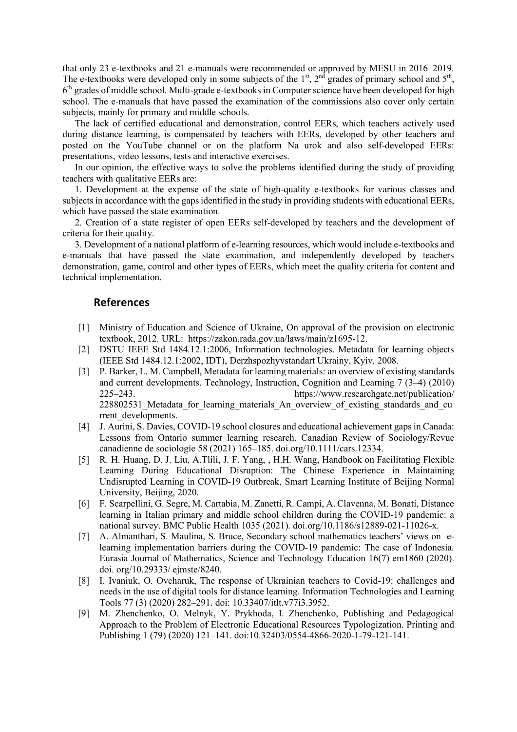that only 23 e-textbooks and 21 e-manuals were recommended or approved by MESU in 2016–2019. The e-textbooks were developed only in some subjects of the 1st, 2nd grades of primary school and 5th, 6th grades of middle school. Multi-grade e-textbooks in Computer science have been developed for high school. The e-manuals that have passed the examination of the commissions also cover only certain subjects, mainly for primary and middle schools.

The lack of certified educational and demonstration, control EERs, which teachers actively used during distance learning, is compensated by teachers with EERs, developed by other teachers and posted on the YouTube channel or on the platform Na urok and also self-developed EERs: presentations, video lessons, tests and interactive exercises.

In our opinion, the effective ways to solve the problems identified during the study of providing teachers with qualitative EERs are:

1. Development at the expense of the state of high-quality e-textbooks for various classes and subjects in accordance with the gaps identified in the study in providing students with educational EERs, which have passed the state examination.
2. Creation of a state register of open EERs self-developed by teachers and the development of criteria for their quality.
3. Development of a national platform of e-learning resources, which would include e-textbooks and e-manuals that have passed the state examination, and independently developed by teachers demonstration, game, control and other types of EERs, which meet the quality criteria for content and technical implementation.

## References

[1] Ministry of Education and Science of Ukraine, On approval of the provision on electronic textbook, 2012. URL: https://zakon.rada.gov.ua/laws/main/z1695-12.

[2] DSTU IEEE Std 1484.12.1:2006, Information technologies. Metadata for learning objects (IEEE Std 1484.12.1:2002, IDT), Derzhspozhyvstandart Ukrainy, Kyiv, 2008.

[3] P. Barker, L. M. Campbell, Metadata for learning materials: an overview of existing standards and current developments. Technology, Instruction, Cognition and Learning 7 (3–4) (2010) 225–243. https://www.researchgate.net/publication/228802531_Metadata_for_learning_materials_An_overview_of_existing_standards_and_current_developments.

[4] J. Aurini, S. Davies, COVID-19 school closures and educational achievement gaps in Canada: Lessons from Ontario summer learning research. Canadian Review of Sociology/Revue canadienne de sociologie 58 (2021) 165–185. doi.org/10.1111/cars.12334.

[5] R. H. Huang, D. J. Liu, A.Tlili, J. F. Yang, , H.H. Wang, Handbook on Facilitating Flexible Learning During Educational Disruption: The Chinese Experience in Maintaining Undisrupted Learning in COVID-19 Outbreak, Smart Learning Institute of Beijing Normal University, Beijing, 2020.

[6] F. Scarpellini, G. Segre, M. Cartabia, M. Zanetti, R. Campi, A. Clavenna, M. Bonati, Distance learning in Italian primary and middle school children during the COVID-19 pandemic: a national survey. BMC Public Health 1035 (2021). doi.org/10.1186/s12889-021-11026-x.

[7] A. Almanthari, S. Maulina, S. Bruce, Secondary school mathematics teachers' views on e-learning implementation barriers during the COVID-19 pandemic: The case of Indonesia. Eurasia Journal of Mathematics, Science and Technology Education 16(7) em1860 (2020). doi. org/10.29333/ ejmste/8240.

[8] I. Ivaniuk, O. Ovcharuk, The response of Ukrainian teachers to Covid-19: challenges and needs in the use of digital tools for distance learning. Information Technologies and Learning Tools 77 (3) (2020) 282–291. doi: 10.33407/itlt.v77i3.3952.

[9] M. Zhenchenko, O. Melnyk, Y. Prykhoda, I. Zhenchenko, Publishing and Pedagogical Approach to the Problem of Electronic Educational Resources Typologization. Printing and Publishing 1 (79) (2020) 121–141. doi:10.32403/0554-4866-2020-1-79-121-141.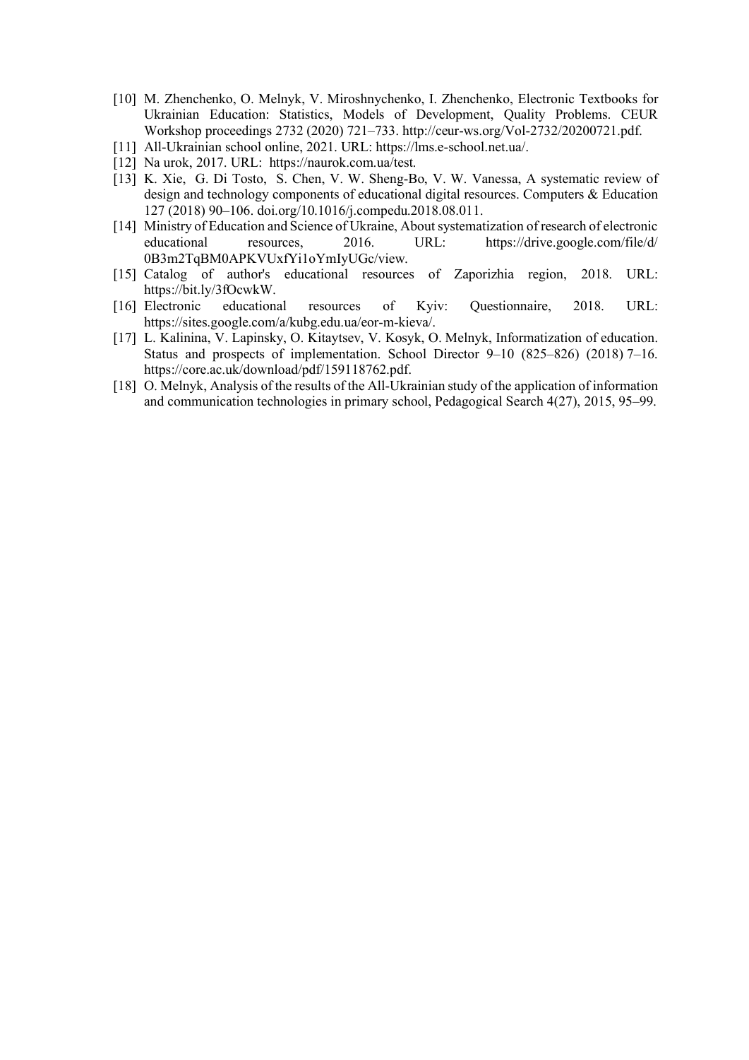[10] M. Zhenchenko, O. Melnyk, V. Miroshnychenko, I. Zhenchenko, Electronic Textbooks for Ukrainian Education: Statistics, Models of Development, Quality Problems. CEUR Workshop proceedings 2732 (2020) 721–733. http://ceur-ws.org/Vol-2732/20200721.pdf.

[11] All-Ukrainian school online, 2021. URL: https://lms.e-school.net.ua/.

[12] Na urok, 2017. URL: https://naurok.com.ua/test.

[13] K. Xie, G. Di Tosto, S. Chen, V. W. Sheng-Bo, V. W. Vanessa, A systematic review of design and technology components of educational digital resources. Computers & Education 127 (2018) 90–106. doi.org/10.1016/j.compedu.2018.08.011.

[14] Ministry of Education and Science of Ukraine, About systematization of research of electronic educational resources, 2016. URL: https://drive.google.com/file/d/0B3m2TqBM0APKVUxfYi1oYmIyUGc/view.

[15] Catalog of author's educational resources of Zaporizhia region, 2018. URL: https://bit.ly/3fOcwkW.

[16] Electronic educational resources of Kyiv: Questionnaire, 2018. URL: https://sites.google.com/a/kubg.edu.ua/eor-m-kieva/.

[17] L. Kalinina, V. Lapinsky, O. Kitaytsev, V. Kosyk, O. Melnyk, Informatization of education. Status and prospects of implementation. School Director 9–10 (825–826) (2018) 7–16. https://core.ac.uk/download/pdf/159118762.pdf.

[18] O. Melnyk, Analysis of the results of the All-Ukrainian study of the application of information and communication technologies in primary school, Pedagogical Search 4(27), 2015, 95–99.